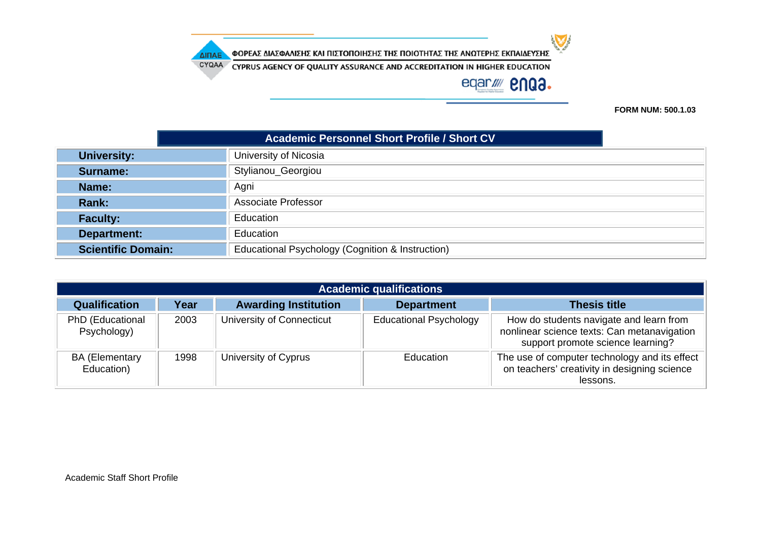ΦΟΡΕΑΣ ΔΙΑΣΦΑΛΙΣΗΣ ΚΑΙ ΠΙΣΤΟΠΟΙΗΣΗΣ ΤΗΣ ΠΟΙΟΤΗΤΑΣ ΤΗΣ ΑΝΩΤΕΡΗΣ ΕΚΠΑΙΔΕΥΣΗΣ

CYPRUS AGENCY OF QUALITY ASSURANCE AND ACCREDITATION IN HIGHER EDUCATION

**FORM NUM: 500.1.03**

## Academic Personnel Short Profile / Short CV

| | |
|---|---|
| **University:** | University of Nicosia |
| **Surname:** | Stylianou_Georgiou |
| **Name:** | Agni |
| **Rank:** | Associate Professor |
| **Faculty:** | Education |
| **Department:** | Education |
| **Scientific Domain:** | Educational Psychology (Cognition & Instruction) |

## Academic qualifications

| Qualification | Year | Awarding Institution | Department | Thesis title |
|---|---|---|---|---|
| PhD (Educational Psychology) | 2003 | University of Connecticut | Educational Psychology | How do students navigate and learn from nonlinear science texts: Can metanavigation support promote science learning? |
| BA (Elementary Education) | 1998 | University of Cyprus | Education | The use of computer technology and its effect on teachers' creativity in designing science lessons. |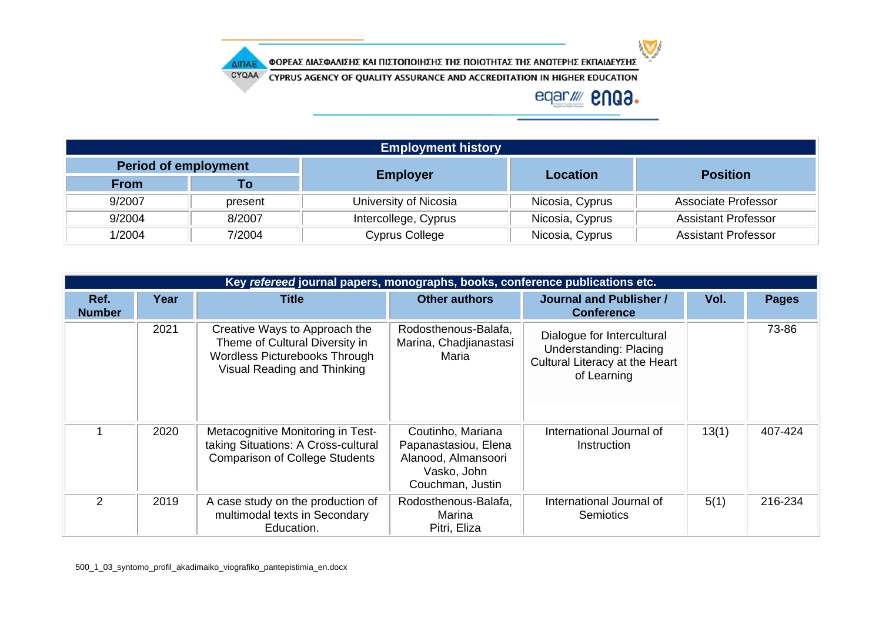| Employment history | | | | |
|---|---|---|---|---|
| Period of employment | | Employer | Location | Position |
| From | To | | | |
| 9/2007 | present | University of Nicosia | Nicosia, Cyprus | Associate Professor |
| 9/2004 | 8/2007 | Intercollege, Cyprus | Nicosia, Cyprus | Assistant Professor |
| 1/2004 | 7/2004 | Cyprus College | Nicosia, Cyprus | Assistant Professor |

| Key ***refereed*** journal papers, monographs, books, conference publications etc. | | | | | | |
|---|---|---|---|---|---|---|
| Ref. Number | Year | Title | Other authors | Journal and Publisher / Conference | Vol. | Pages |
| | 2021 | Creative Ways to Approach the Theme of Cultural Diversity in Wordless Picturebooks Through Visual Reading and Thinking | Rodosthenous-Balafa, Marina, Chadjianastasi Maria | Dialogue for Intercultural Understanding: Placing Cultural Literacy at the Heart of Learning | | 73-86 |
| 1 | 2020 | Metacognitive Monitoring in Test-taking Situations: A Cross-cultural Comparison of College Students | Coutinho, Mariana Papanastasiou, Elena Alanood, Almansoori Vasko, John Couchman, Justin | International Journal of Instruction | 13(1) | 407-424 |
| 2 | 2019 | A case study on the production of multimodal texts in Secondary Education. | Rodosthenous-Balafa, Marina Pitri, Eliza | International Journal of Semiotics | 5(1) | 216-234 |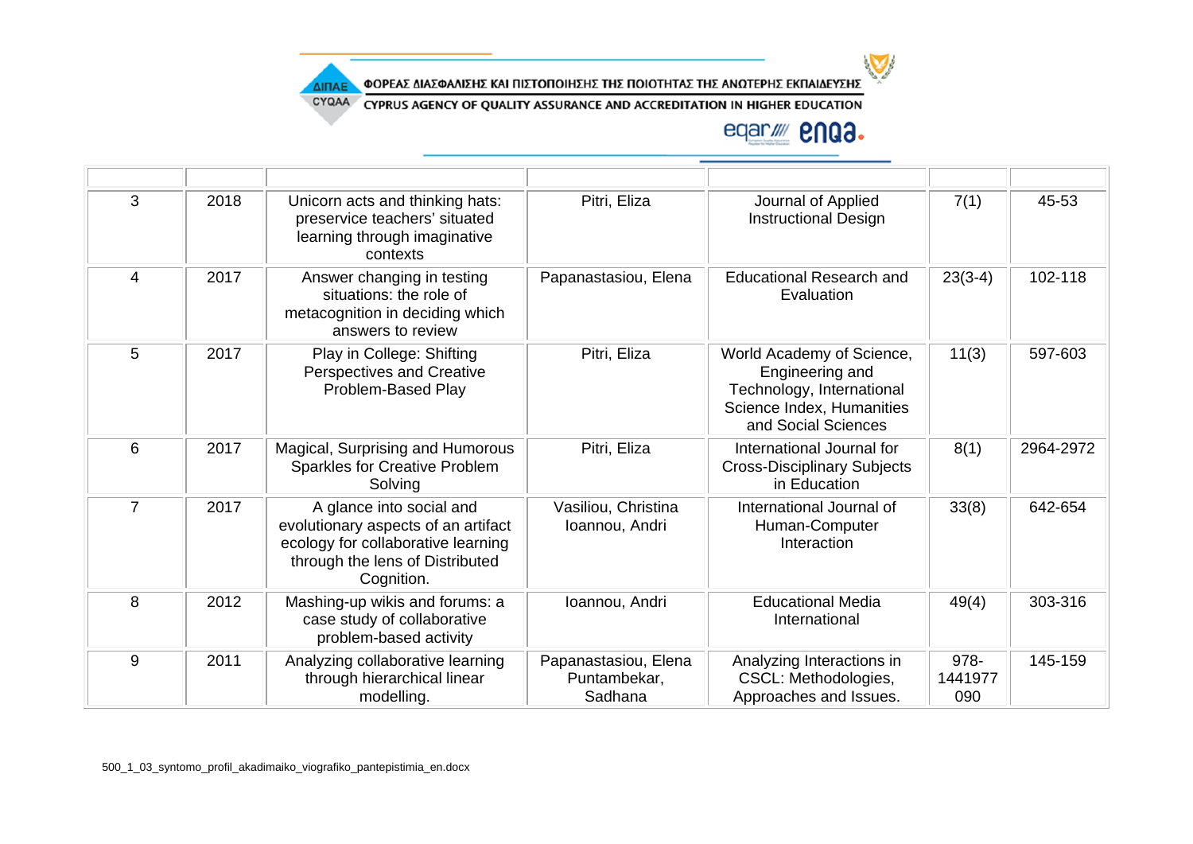|  |  |  |  |  |  |  |
|---|---|---|---|---|---|---|
| 3 | 2018 | Unicorn acts and thinking hats: preservice teachers' situated learning through imaginative contexts | Pitri, Eliza | Journal of Applied Instructional Design | 7(1) | 45-53 |
| 4 | 2017 | Answer changing in testing situations: the role of metacognition in deciding which answers to review | Papanastasiou, Elena | Educational Research and Evaluation | 23(3-4) | 102-118 |
| 5 | 2017 | Play in College: Shifting Perspectives and Creative Problem-Based Play | Pitri, Eliza | World Academy of Science, Engineering and Technology, International Science Index, Humanities and Social Sciences | 11(3) | 597-603 |
| 6 | 2017 | Magical, Surprising and Humorous Sparkles for Creative Problem Solving | Pitri, Eliza | International Journal for Cross-Disciplinary Subjects in Education | 8(1) | 2964-2972 |
| 7 | 2017 | A glance into social and evolutionary aspects of an artifact ecology for collaborative learning through the lens of Distributed Cognition. | Vasiliou, Christina Ioannou, Andri | International Journal of Human-Computer Interaction | 33(8) | 642-654 |
| 8 | 2012 | Mashing-up wikis and forums: a case study of collaborative problem-based activity | Ioannou, Andri | Educational Media International | 49(4) | 303-316 |
| 9 | 2011 | Analyzing collaborative learning through hierarchical linear modelling. | Papanastasiou, Elena Puntambekar, Sadhana | Analyzing Interactions in CSCL: Methodologies, Approaches and Issues. | 978-1441977 090 | 145-159 |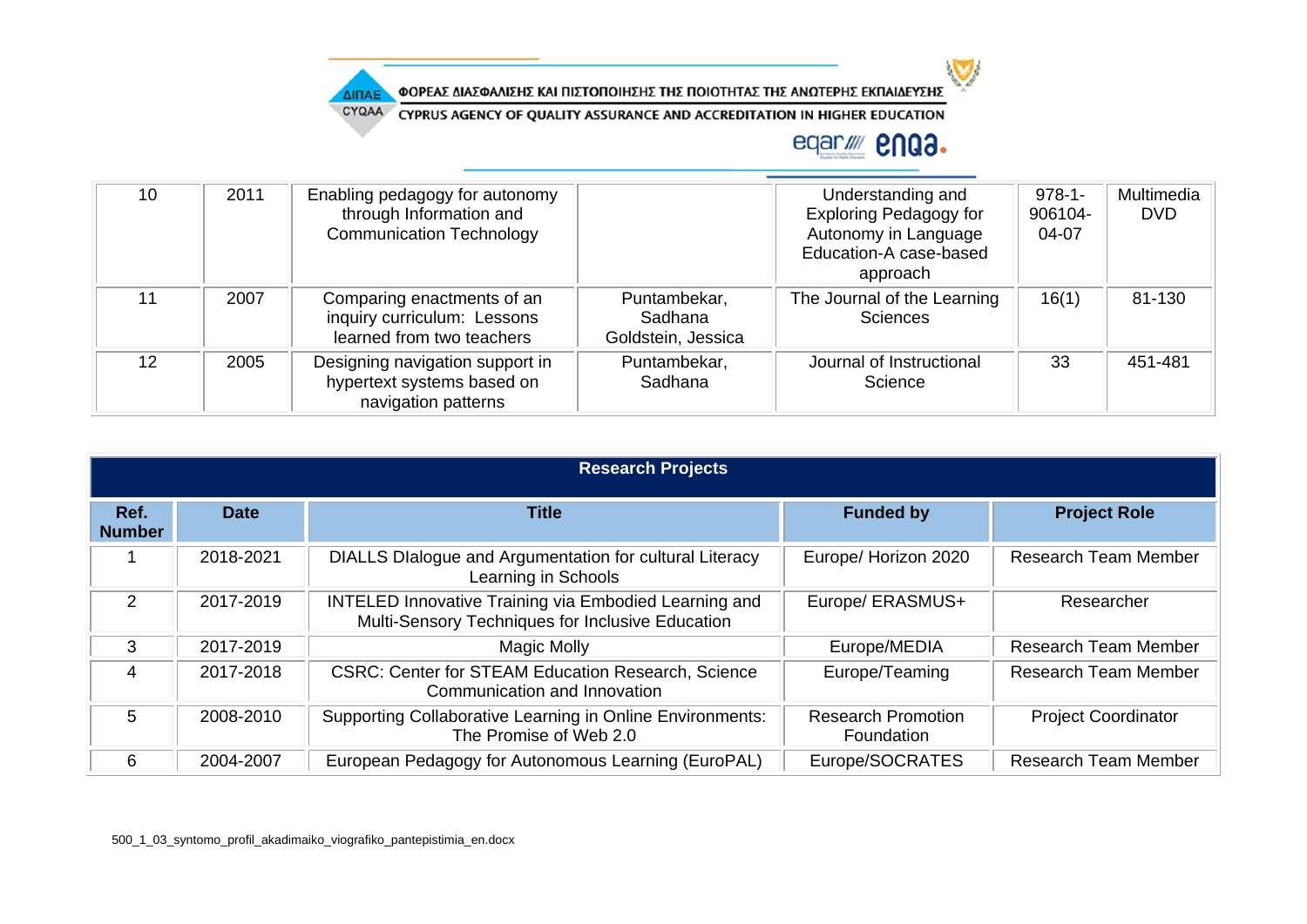| 10 | 2011 | Enabling pedagogy for autonomy through Information and Communication Technology | | Understanding and Exploring Pedagogy for Autonomy in Language Education-A case-based approach | 978-1-906104-04-07 | Multimedia DVD |
|---|---|---|---|---|---|---|
| 11 | 2007 | Comparing enactments of an inquiry curriculum: Lessons learned from two teachers | Puntambekar, Sadhana Goldstein, Jessica | The Journal of the Learning Sciences | 16(1) | 81-130 |
| 12 | 2005 | Designing navigation support in hypertext systems based on navigation patterns | Puntambekar, Sadhana | Journal of Instructional Science | 33 | 451-481 |

| Research Projects | | | | |
|---|---|---|---|---|
| **Ref. Number** | **Date** | **Title** | **Funded by** | **Project Role** |
| 1 | 2018-2021 | DIALLS DIalogue and Argumentation for cultural Literacy Learning in Schools | Europe/ Horizon 2020 | Research Team Member |
| 2 | 2017-2019 | INTELED Innovative Training via Embodied Learning and Multi-Sensory Techniques for Inclusive Education | Europe/ ERASMUS+ | Researcher |
| 3 | 2017-2019 | Magic Molly | Europe/MEDIA | Research Team Member |
| 4 | 2017-2018 | CSRC: Center for STEAM Education Research, Science Communication and Innovation | Europe/Teaming | Research Team Member |
| 5 | 2008-2010 | Supporting Collaborative Learning in Online Environments: The Promise of Web 2.0 | Research Promotion Foundation | Project Coordinator |
| 6 | 2004-2007 | European Pedagogy for Autonomous Learning (EuroPAL) | Europe/SOCRATES | Research Team Member |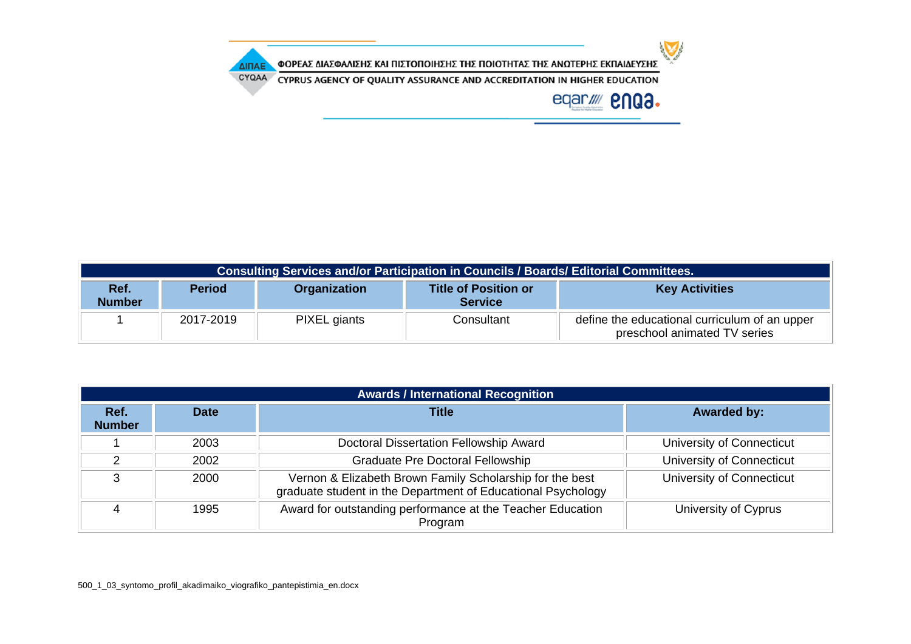| Consulting Services and/or Participation in Councils / Boards/ Editorial Committees. | | | | |
|---|---|---|---|---|
| **Ref. Number** | **Period** | **Organization** | **Title of Position or Service** | **Key Activities** |
| 1 | 2017-2019 | PIXEL giants | Consultant | define the educational curriculum of an upper preschool animated TV series |

| Awards / International Recognition | | | |
|---|---|---|---|
| **Ref. Number** | **Date** | **Title** | **Awarded by:** |
| 1 | 2003 | Doctoral Dissertation Fellowship Award | University of Connecticut |
| 2 | 2002 | Graduate Pre Doctoral Fellowship | University of Connecticut |
| 3 | 2000 | Vernon & Elizabeth Brown Family Scholarship for the best graduate student in the Department of Educational Psychology | University of Connecticut |
| 4 | 1995 | Award for outstanding performance at the Teacher Education Program | University of Cyprus |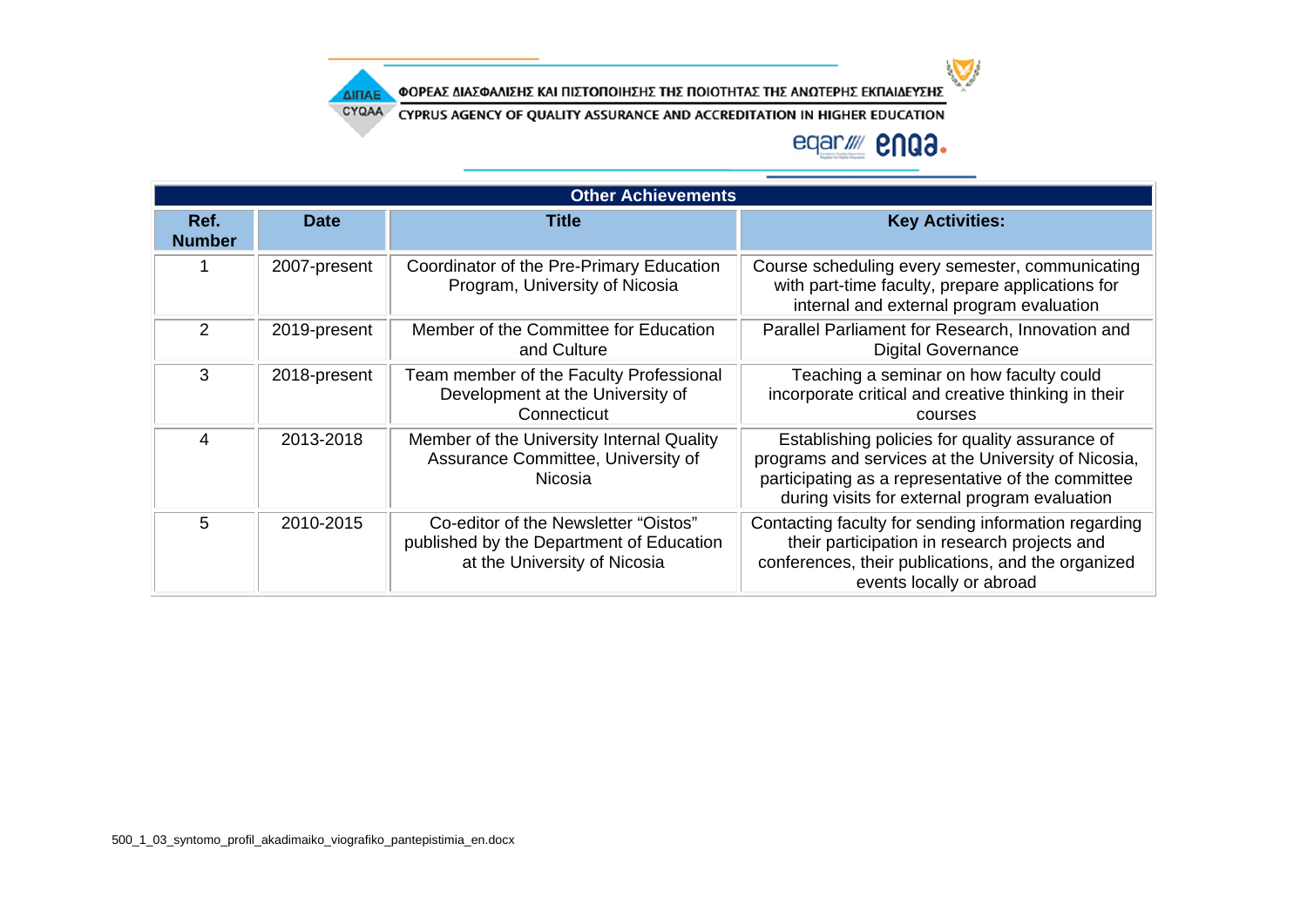| Other Achievements | | | |
|---|---|---|---|
| **Ref. Number** | **Date** | **Title** | **Key Activities:** |
| 1 | 2007-present | Coordinator of the Pre-Primary Education Program, University of Nicosia | Course scheduling every semester, communicating with part-time faculty, prepare applications for internal and external program evaluation |
| 2 | 2019-present | Member of the Committee for Education and Culture | Parallel Parliament for Research, Innovation and Digital Governance |
| 3 | 2018-present | Team member of the Faculty Professional Development at the University of Connecticut | Teaching a seminar on how faculty could incorporate critical and creative thinking in their courses |
| 4 | 2013-2018 | Member of the University Internal Quality Assurance Committee, University of Nicosia | Establishing policies for quality assurance of programs and services at the University of Nicosia, participating as a representative of the committee during visits for external program evaluation |
| 5 | 2010-2015 | Co-editor of the Newsletter "Oistos" published by the Department of Education at the University of Nicosia | Contacting faculty for sending information regarding their participation in research projects and conferences, their publications, and the organized events locally or abroad |